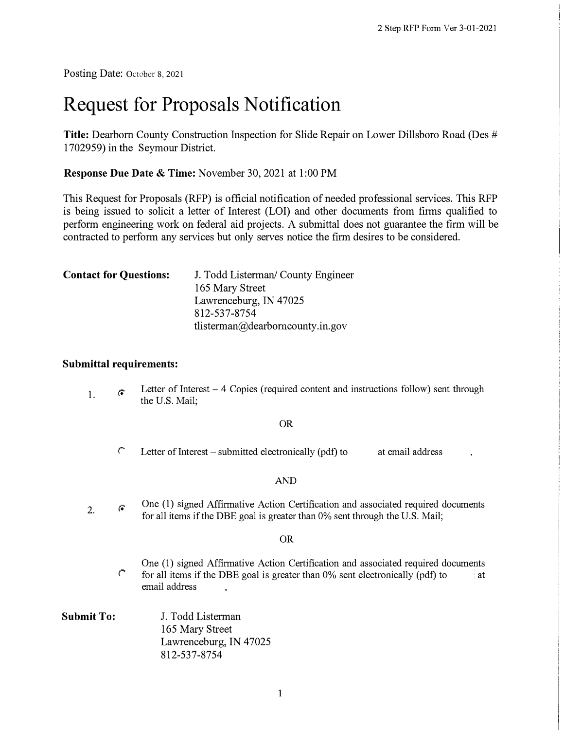Posting Date: October 8, 2021

# Request for Proposals Notification

**Title:** Dearborn County Construction Inspection for Slide Repair on Lower Dillsboro Road (Des # 1702959) in the Seymour District.

**Response Due Date & Time:** November 30, 2021 at 1:00 PM

This Request for Proposals (RFP) is official notification of needed professional services. This RFP is being issued to solicit a letter of Interest (LOI) and other documents from firms qualified to perform engineering work on federal aid projects. A submittal does not guarantee the firm will be contracted to perform any services but only serves notice the firm desires to be considered.

**Contact for Questions:**

J. Todd Listerman/ County Engineer
165 Mary Street
Lawrenceburg, IN 47025
812-537-8754
tlisterman@dearborncounty.in.gov

**Submittal requirements:**

1. ◉ Letter of Interest – 4 Copies (required content and instructions follow) sent through the U.S. Mail;

   OR

   ○ Letter of Interest – submitted electronically (pdf) to at email address .

   AND

2. ◉ One (1) signed Affirmative Action Certification and associated required documents for all items if the DBE goal is greater than 0% sent through the U.S. Mail;

   OR

   ○ One (1) signed Affirmative Action Certification and associated required documents for all items if the DBE goal is greater than 0% sent electronically (pdf) to at email address .

**Submit To:**

J. Todd Listerman
165 Mary Street
Lawrenceburg, IN 47025
812-537-8754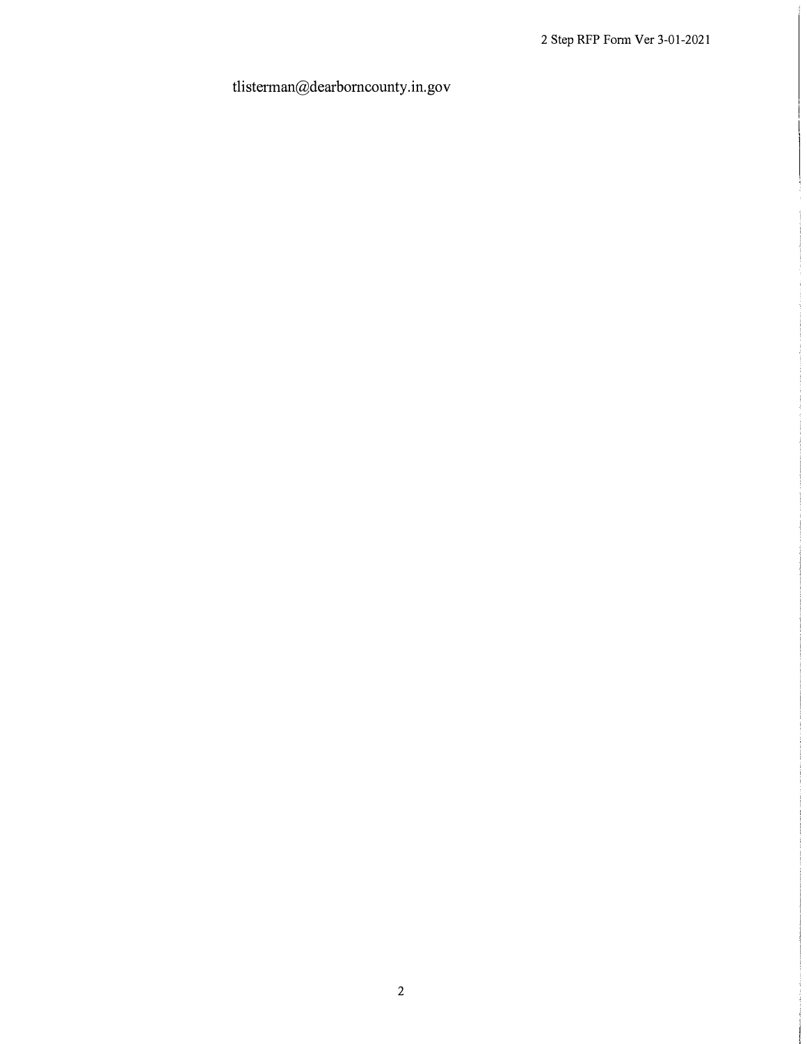tlisterman@dearborncounty.in.gov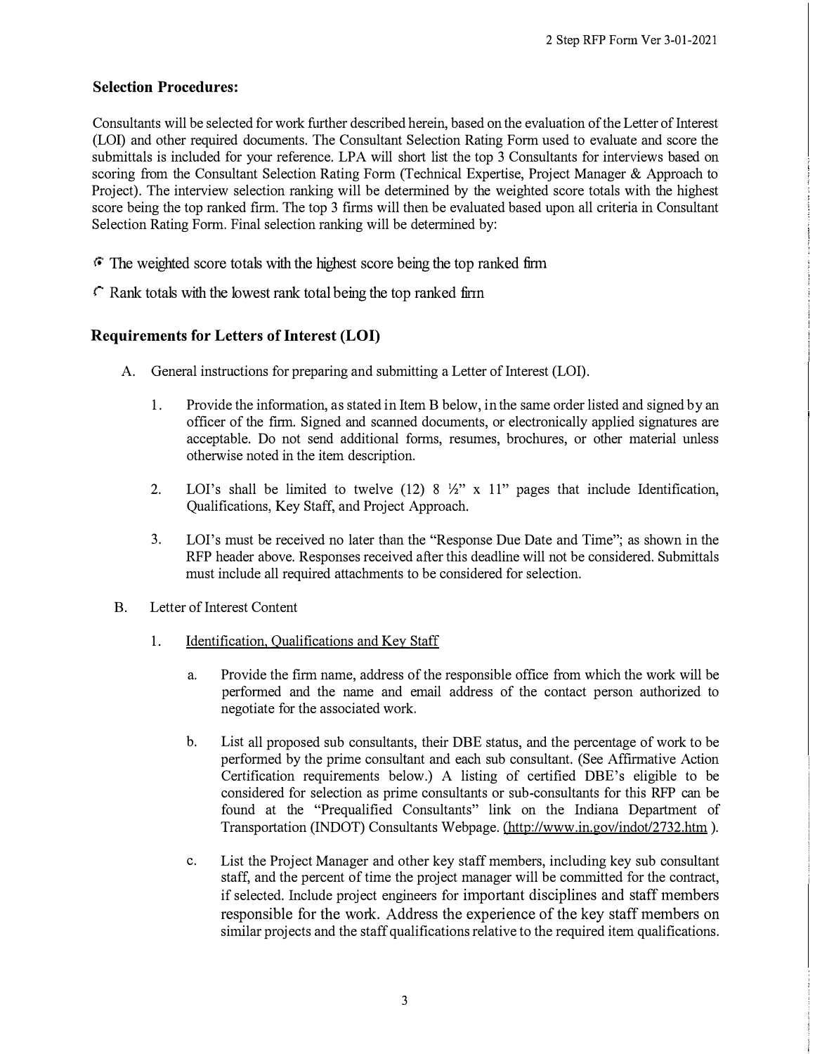## Selection Procedures:

Consultants will be selected for work further described herein, based on the evaluation of the Letter of Interest (LOI) and other required documents. The Consultant Selection Rating Form used to evaluate and score the submittals is included for your reference. LPA will short list the top 3 Consultants for interviews based on scoring from the Consultant Selection Rating Form (Technical Expertise, Project Manager & Approach to Project). The interview selection ranking will be determined by the weighted score totals with the highest score being the top ranked firm. The top 3 firms will then be evaluated based upon all criteria in Consultant Selection Rating Form. Final selection ranking will be determined by:

- (●) The weighted score totals with the highest score being the top ranked firm
- ( ) Rank totals with the lowest rank total being the top ranked firm

## Requirements for Letters of Interest (LOI)

A. General instructions for preparing and submitting a Letter of Interest (LOI).

1. Provide the information, as stated in Item B below, in the same order listed and signed by an officer of the firm. Signed and scanned documents, or electronically applied signatures are acceptable. Do not send additional forms, resumes, brochures, or other material unless otherwise noted in the item description.

2. LOI's shall be limited to twelve (12) 8 ½" x 11" pages that include Identification, Qualifications, Key Staff, and Project Approach.

3. LOI's must be received no later than the "Response Due Date and Time"; as shown in the RFP header above. Responses received after this deadline will not be considered. Submittals must include all required attachments to be considered for selection.

B. Letter of Interest Content

1. Identification, Qualifications and Key Staff

   a. Provide the firm name, address of the responsible office from which the work will be performed and the name and email address of the contact person authorized to negotiate for the associated work.

   b. List all proposed sub consultants, their DBE status, and the percentage of work to be performed by the prime consultant and each sub consultant. (See Affirmative Action Certification requirements below.) A listing of certified DBE's eligible to be considered for selection as prime consultants or sub-consultants for this RFP can be found at the "Prequalified Consultants" link on the Indiana Department of Transportation (INDOT) Consultants Webpage. (http://www.in.gov/indot/2732.htm ).

   c. List the Project Manager and other key staff members, including key sub consultant staff, and the percent of time the project manager will be committed for the contract, if selected. Include project engineers for important disciplines and staff members responsible for the work. Address the experience of the key staff members on similar projects and the staff qualifications relative to the required item qualifications.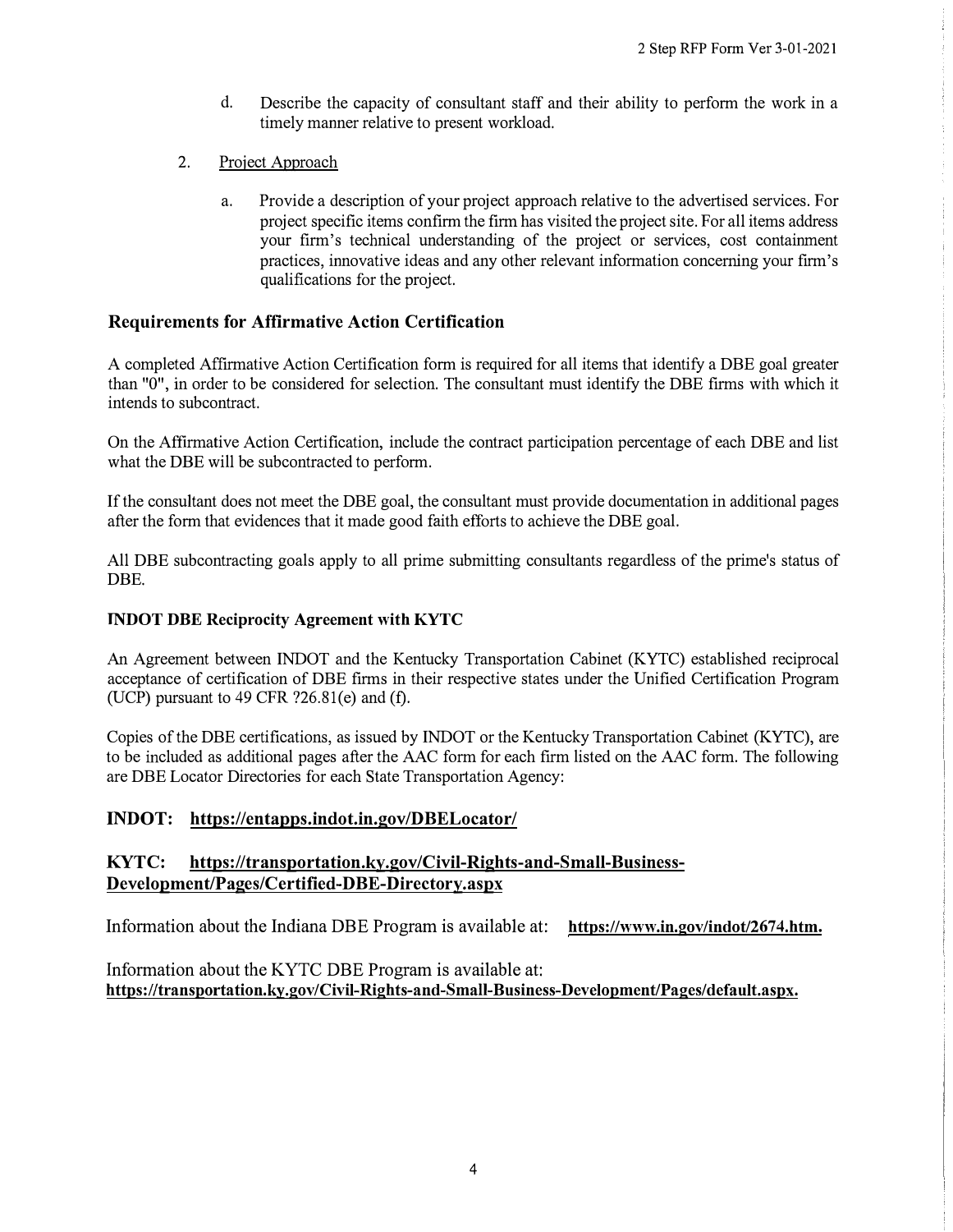d. Describe the capacity of consultant staff and their ability to perform the work in a timely manner relative to present workload.

2. Project Approach

   a. Provide a description of your project approach relative to the advertised services. For project specific items confirm the firm has visited the project site. For all items address your firm's technical understanding of the project or services, cost containment practices, innovative ideas and any other relevant information concerning your firm's qualifications for the project.

## Requirements for Affirmative Action Certification

A completed Affirmative Action Certification form is required for all items that identify a DBE goal greater than "0", in order to be considered for selection. The consultant must identify the DBE firms with which it intends to subcontract.

On the Affirmative Action Certification, include the contract participation percentage of each DBE and list what the DBE will be subcontracted to perform.

If the consultant does not meet the DBE goal, the consultant must provide documentation in additional pages after the form that evidences that it made good faith efforts to achieve the DBE goal.

All DBE subcontracting goals apply to all prime submitting consultants regardless of the prime's status of DBE.

### INDOT DBE Reciprocity Agreement with KYTC

An Agreement between INDOT and the Kentucky Transportation Cabinet (KYTC) established reciprocal acceptance of certification of DBE firms in their respective states under the Unified Certification Program (UCP) pursuant to 49 CFR ?26.81(e) and (f).

Copies of the DBE certifications, as issued by INDOT or the Kentucky Transportation Cabinet (KYTC), are to be included as additional pages after the AAC form for each firm listed on the AAC form. The following are DBE Locator Directories for each State Transportation Agency:

**INDOT: https://entapps.indot.in.gov/DBELocator/**

**KYTC: https://transportation.ky.gov/Civil-Rights-and-Small-Business-Development/Pages/Certified-DBE-Directory.aspx**

Information about the Indiana DBE Program is available at: **https://www.in.gov/indot/2674.htm.**

Information about the KYTC DBE Program is available at:
**https://transportation.ky.gov/Civil-Rights-and-Small-Business-Development/Pages/default.aspx.**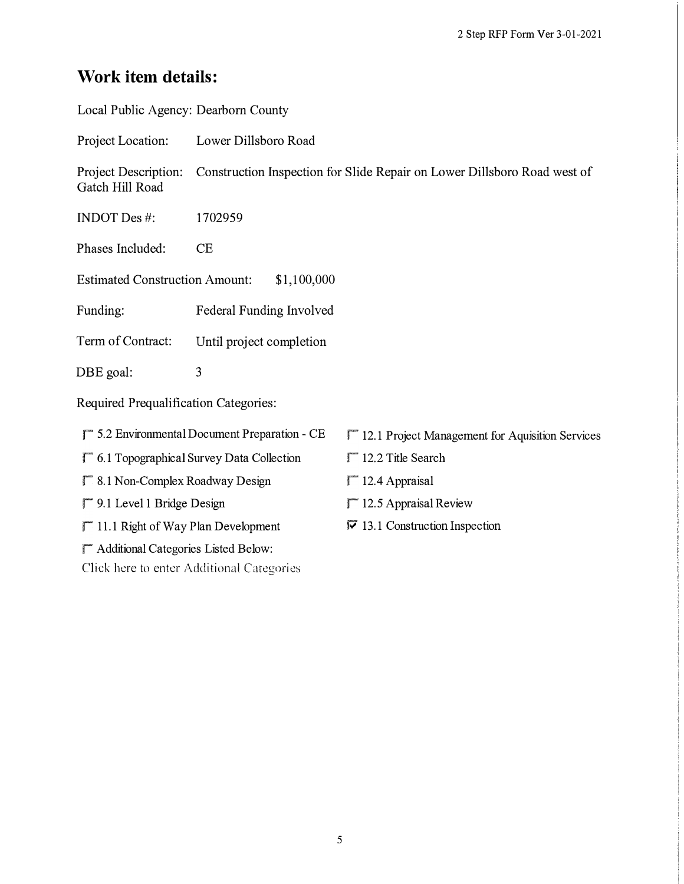## Work item details:

Local Public Agency: Dearborn County

Project Location: Lower Dillsboro Road

Project Description: Construction Inspection for Slide Repair on Lower Dillsboro Road west of Gatch Hill Road

INDOT Des #: 1702959

Phases Included: CE

Estimated Construction Amount: $1,100,000

Funding: Federal Funding Involved

Term of Contract: Until project completion

DBE goal: 3

Required Prequalification Categories:

- ☐ 5.2 Environmental Document Preparation - CE
- ☐ 6.1 Topographical Survey Data Collection
- ☐ 8.1 Non-Complex Roadway Design
- ☐ 9.1 Level 1 Bridge Design
- ☐ 11.1 Right of Way Plan Development
- ☐ Additional Categories Listed Below:
  Click here to enter Additional Categories
- ☐ 12.1 Project Management for Aquisition Services
- ☐ 12.2 Title Search
- ☐ 12.4 Appraisal
- ☐ 12.5 Appraisal Review
- ☑ 13.1 Construction Inspection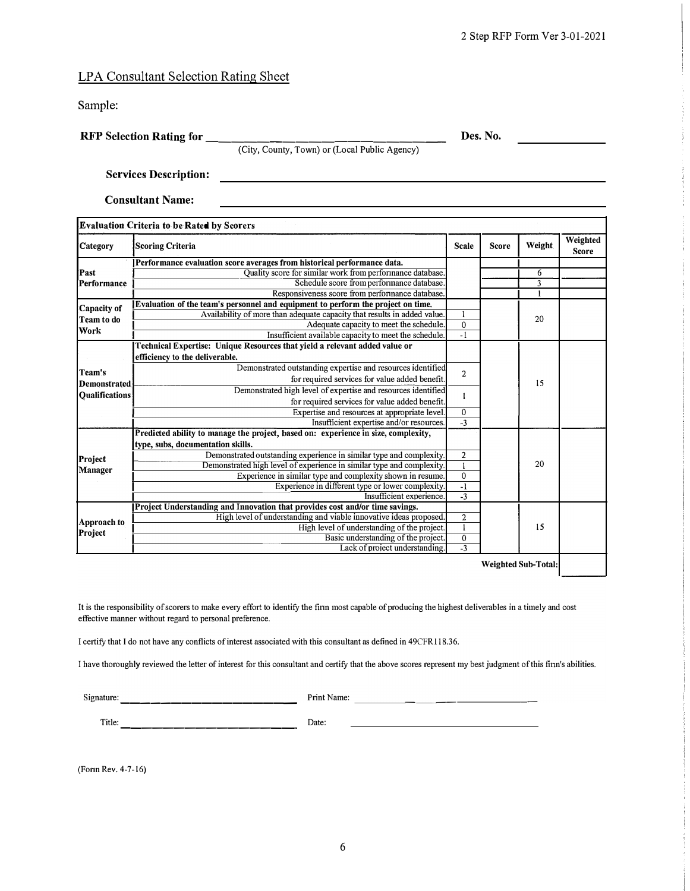2 Step RFP Form Ver 3-01-2021

## LPA Consultant Selection Rating Sheet

Sample:

**RFP Selection Rating for** ______________________________ **Des. No.** ____________
(City, County, Town) or (Local Public Agency)

**Services Description:** ______________________________

**Consultant Name:** ______________________________

| Evaluation Criteria to be Rated by Scorers | | | | | |
|---|---|---|---|---|---|
| **Category** | **Scoring Criteria** | **Scale** | **Score** | **Weight** | **Weighted Score** |
| **Past Performance** | **Performance evaluation score averages from historical performance data.** | | | | |
| | Quality score for similar work from performance database. | | | 6 | |
| | Schedule score from performance database. | | | 3 | |
| | Responsiveness score from performance database. | | | 1 | |
| **Capacity of Team to do Work** | **Evaluation of the team's personnel and equipment to perform the project on time.** | | | 20 | |
| | Availability of more than adequate capacity that results in added value. | 1 | | | |
| | Adequate capacity to meet the schedule. | 0 | | | |
| | Insufficient available capacity to meet the schedule. | -1 | | | |
| **Team's Demonstrated Qualifications** | **Technical Expertise: Unique Resources that yield a relevant added value or efficiency to the deliverable.** | | | 15 | |
| | Demonstrated outstanding expertise and resources identified for required services for value added benefit. | 2 | | | |
| | Demonstrated high level of expertise and resources identified for required services for value added benefit. | 1 | | | |
| | Expertise and resources at appropriate level. | 0 | | | |
| | Insufficient expertise and/or resources. | -3 | | | |
| **Project Manager** | **Predicted ability to manage the project, based on: experience in size, complexity, type, subs, documentation skills.** | | | 20 | |
| | Demonstrated outstanding experience in similar type and complexity. | 2 | | | |
| | Demonstrated high level of experience in similar type and complexity. | 1 | | | |
| | Experience in similar type and complexity shown in resume. | 0 | | | |
| | Experience in different type or lower complexity. | -1 | | | |
| | Insufficient experience. | -3 | | | |
| **Approach to Project** | **Project Understanding and Innovation that provides cost and/or time savings.** | | | 15 | |
| | High level of understanding and viable innovative ideas proposed. | 2 | | | |
| | High level of understanding of the project. | 1 | | | |
| | Basic understanding of the project. | 0 | | | |
| | Lack of project understanding. | -3 | | | |
| | | | | **Weighted Sub-Total:** | |

It is the responsibility of scorers to make every effort to identify the firm most capable of producing the highest deliverables in a timely and cost effective manner without regard to personal preference.

I certify that I do not have any conflicts of interest associated with this consultant as defined in 49CFR118.36.

I have thoroughly reviewed the letter of interest for this consultant and certify that the above scores represent my best judgment of this firm's abilities.

Signature: ______________________________ Print Name: ______________________________

Title: ______________________________ Date: ______________________________

(Form Rev. 4-7-16)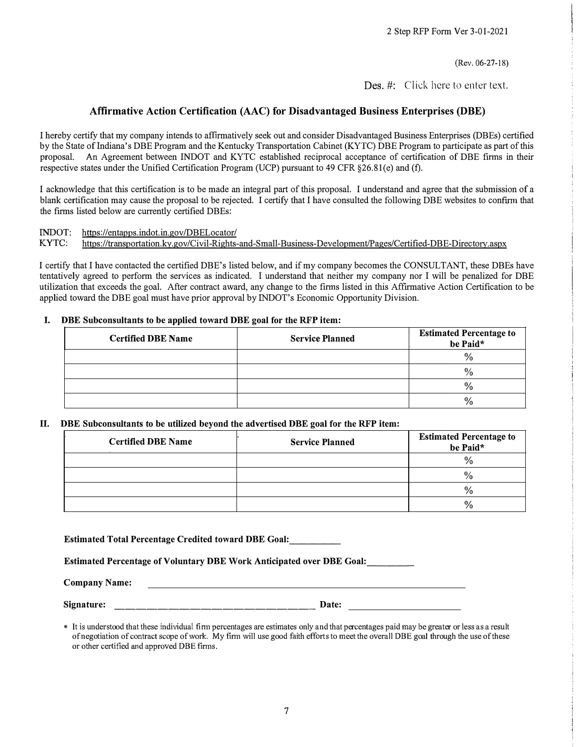2 Step RFP Form Ver 3-01-2021

(Rev. 06-27-18)

Des. #: Click here to enter text.

## Affirmative Action Certification (AAC) for Disadvantaged Business Enterprises (DBE)

I hereby certify that my company intends to affirmatively seek out and consider Disadvantaged Business Enterprises (DBEs) certified by the State of Indiana's DBE Program and the Kentucky Transportation Cabinet (KYTC) DBE Program to participate as part of this proposal. An Agreement between INDOT and KYTC established reciprocal acceptance of certification of DBE firms in their respective states under the Unified Certification Program (UCP) pursuant to 49 CFR §26.81(e) and (f).

I acknowledge that this certification is to be made an integral part of this proposal. I understand and agree that the submission of a blank certification may cause the proposal to be rejected. I certify that I have consulted the following DBE websites to confirm that the firms listed below are currently certified DBEs:

INDOT: https://entapps.indot.in.gov/DBELocator/
KYTC: https://transportation.ky.gov/Civil-Rights-and-Small-Business-Development/Pages/Certified-DBE-Directory.aspx

I certify that I have contacted the certified DBE's listed below, and if my company becomes the CONSULTANT, these DBEs have tentatively agreed to perform the services as indicated. I understand that neither my company nor I will be penalized for DBE utilization that exceeds the goal. After contract award, any change to the firms listed in this Affirmative Action Certification to be applied toward the DBE goal must have prior approval by INDOT's Economic Opportunity Division.

### I. DBE Subconsultants to be applied toward DBE goal for the RFP item:

| Certified DBE Name | Service Planned | Estimated Percentage to be Paid* |
|---|---|---|
| | | % |
| | | % |
| | | % |
| | | % |

### II. DBE Subconsultants to be utilized beyond the advertised DBE goal for the RFP item:

| Certified DBE Name | Service Planned | Estimated Percentage to be Paid* |
|---|---|---|
| | | % |
| | | % |
| | | % |
| | | % |

**Estimated Total Percentage Credited toward DBE Goal:** __________

**Estimated Percentage of Voluntary DBE Work Anticipated over DBE Goal:** __________

**Company Name:** ____________________________________________

**Signature:** ______________________________ **Date:** ________________

* It is understood that these individual firm percentages are estimates only and that percentages paid may be greater or less as a result of negotiation of contract scope of work. My firm will use good faith efforts to meet the overall DBE goal through the use of these or other certified and approved DBE firms.